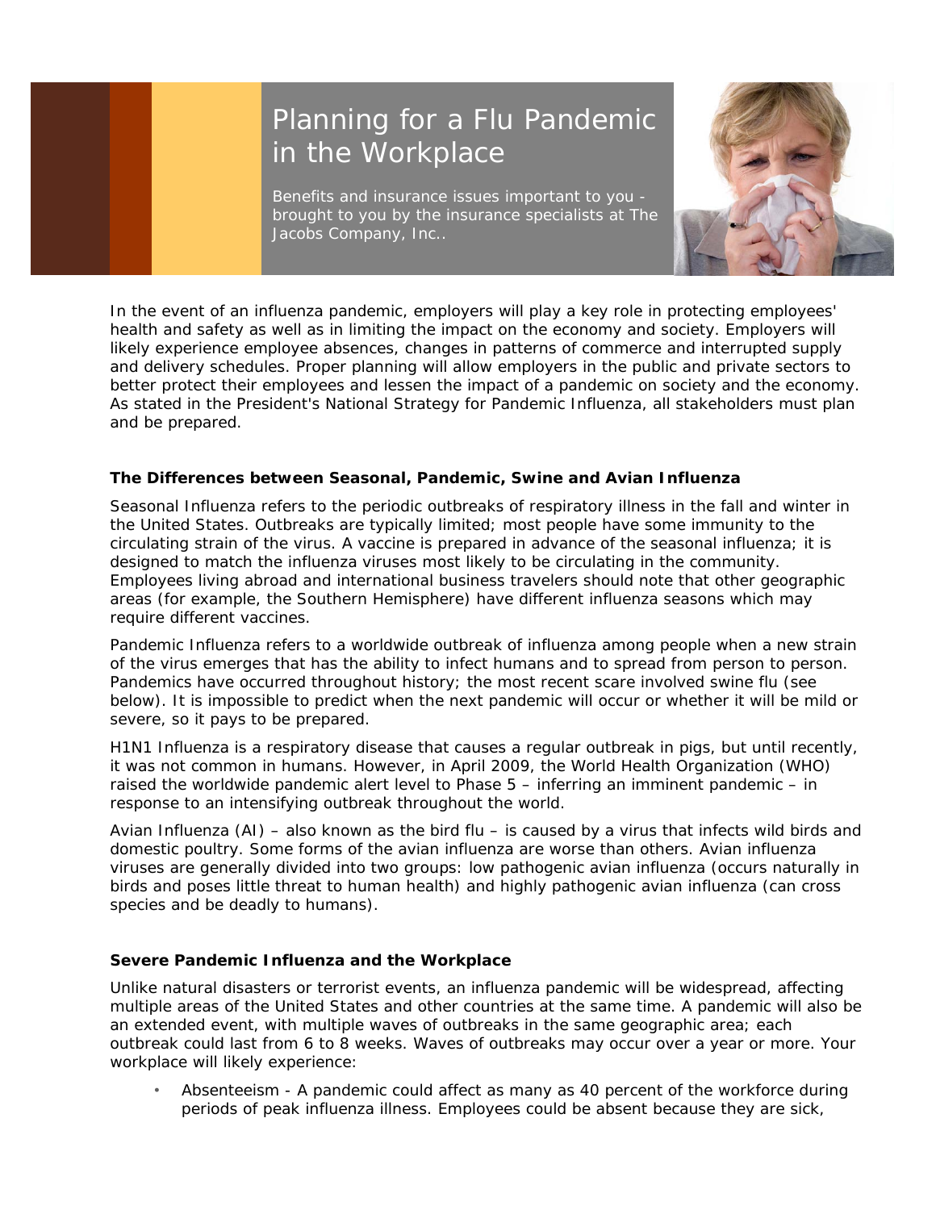# Planning for a Flu Pandemic in the Workplace

Benefits and insurance issues important to you - brought to you by the insurance specialists at The Jacobs Company, Inc..

In the event of an influenza pandemic, employers will play a key role in protecting employees' health and safety as well as in limiting the impact on the economy and society. Employers will likely experience employee absences, changes in patterns of commerce and interrupted supply and delivery schedules. Proper planning will allow employers in the public and private sectors to better protect their employees and lessen the impact of a pandemic on society and the economy. As stated in the President's National Strategy for Pandemic Influenza, all stakeholders must plan and be prepared.

### The Differences between Seasonal, Pandemic, Swine and Avian Influenza

Seasonal Influenza refers to the periodic outbreaks of respiratory illness in the fall and winter in the United States. Outbreaks are typically limited; most people have some immunity to the circulating strain of the virus. A vaccine is prepared in advance of the seasonal influenza; it is designed to match the influenza viruses most likely to be circulating in the community. Employees living abroad and international business travelers should note that other geographic areas (for example, the Southern Hemisphere) have different influenza seasons which may require different vaccines.

Pandemic Influenza refers to a worldwide outbreak of influenza among people when a new strain of the virus emerges that has the ability to infect humans and to spread from person to person. Pandemics have occurred throughout history; the most recent scare involved swine flu (see below). It is impossible to predict when the next pandemic will occur or whether it will be mild or severe, so it pays to be prepared.

H1N1 Influenza is a respiratory disease that causes a regular outbreak in pigs, but until recently, it was not common in humans. However, in April 2009, the World Health Organization (WHO) raised the worldwide pandemic alert level to Phase 5 – inferring an imminent pandemic – in response to an intensifying outbreak throughout the world.

Avian Influenza (AI) – also known as the bird flu – is caused by a virus that infects wild birds and domestic poultry. Some forms of the avian influenza are worse than others. Avian influenza viruses are generally divided into two groups: low pathogenic avian influenza (occurs naturally in birds and poses little threat to human health) and highly pathogenic avian influenza (can cross species and be deadly to humans).

### Severe Pandemic Influenza and the Workplace

Unlike natural disasters or terrorist events, an influenza pandemic will be widespread, affecting multiple areas of the United States and other countries at the same time. A pandemic will also be an extended event, with multiple waves of outbreaks in the same geographic area; each outbreak could last from 6 to 8 weeks. Waves of outbreaks may occur over a year or more. Your workplace will likely experience:

- Absenteeism - A pandemic could affect as many as 40 percent of the workforce during periods of peak influenza illness. Employees could be absent because they are sick,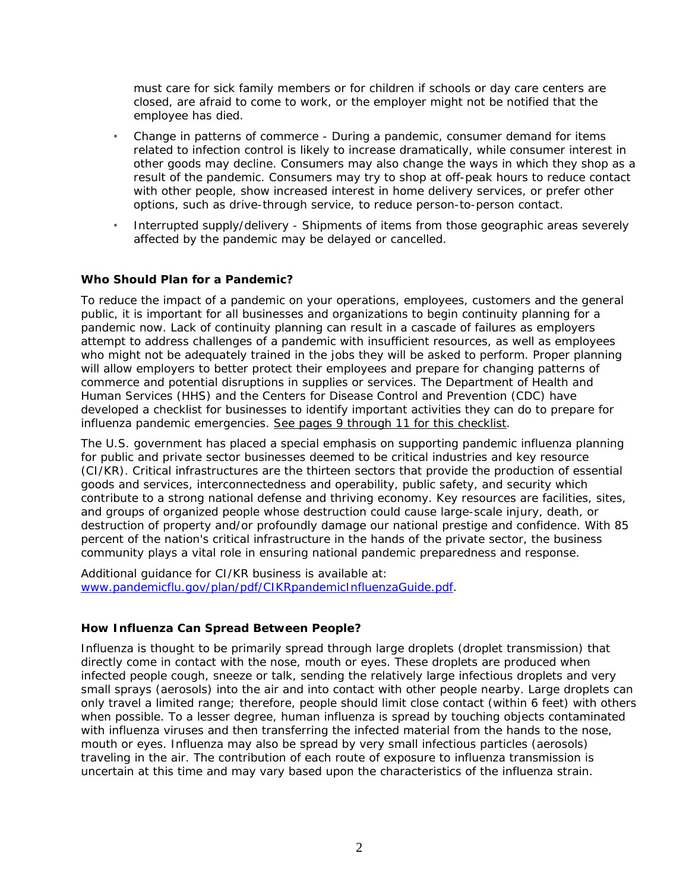must care for sick family members or for children if schools or day care centers are closed, are afraid to come to work, or the employer might not be notified that the employee has died.

- Change in patterns of commerce - During a pandemic, consumer demand for items related to infection control is likely to increase dramatically, while consumer interest in other goods may decline. Consumers may also change the ways in which they shop as a result of the pandemic. Consumers may try to shop at off-peak hours to reduce contact with other people, show increased interest in home delivery services, or prefer other options, such as drive-through service, to reduce person-to-person contact.
- Interrupted supply/delivery - Shipments of items from those geographic areas severely affected by the pandemic may be delayed or cancelled.

### Who Should Plan for a Pandemic?

To reduce the impact of a pandemic on your operations, employees, customers and the general public, it is important for all businesses and organizations to begin continuity planning for a pandemic now. Lack of continuity planning can result in a cascade of failures as employers attempt to address challenges of a pandemic with insufficient resources, as well as employees who might not be adequately trained in the jobs they will be asked to perform. Proper planning will allow employers to better protect their employees and prepare for changing patterns of commerce and potential disruptions in supplies or services. The Department of Health and Human Services (HHS) and the Centers for Disease Control and Prevention (CDC) have developed a checklist for businesses to identify important activities they can do to prepare for influenza pandemic emergencies. See pages 9 through 11 for this checklist.

The U.S. government has placed a special emphasis on supporting pandemic influenza planning for public and private sector businesses deemed to be critical industries and key resource (CI/KR). Critical infrastructures are the thirteen sectors that provide the production of essential goods and services, interconnectedness and operability, public safety, and security which contribute to a strong national defense and thriving economy. Key resources are facilities, sites, and groups of organized people whose destruction could cause large-scale injury, death, or destruction of property and/or profoundly damage our national prestige and confidence. With 85 percent of the nation's critical infrastructure in the hands of the private sector, the business community plays a vital role in ensuring national pandemic preparedness and response.

Additional guidance for CI/KR business is available at: [www.pandemicflu.gov/plan/pdf/CIKRpandemicInfluenzaGuide.pdf](www.pandemicflu.gov/plan/pdf/CIKRpandemicInfluenzaGuide.pdf).

### How Influenza Can Spread Between People?

Influenza is thought to be primarily spread through large droplets (droplet transmission) that directly come in contact with the nose, mouth or eyes. These droplets are produced when infected people cough, sneeze or talk, sending the relatively large infectious droplets and very small sprays (aerosols) into the air and into contact with other people nearby. Large droplets can only travel a limited range; therefore, people should limit close contact (within 6 feet) with others when possible. To a lesser degree, human influenza is spread by touching objects contaminated with influenza viruses and then transferring the infected material from the hands to the nose, mouth or eyes. Influenza may also be spread by very small infectious particles (aerosols) traveling in the air. The contribution of each route of exposure to influenza transmission is uncertain at this time and may vary based upon the characteristics of the influenza strain.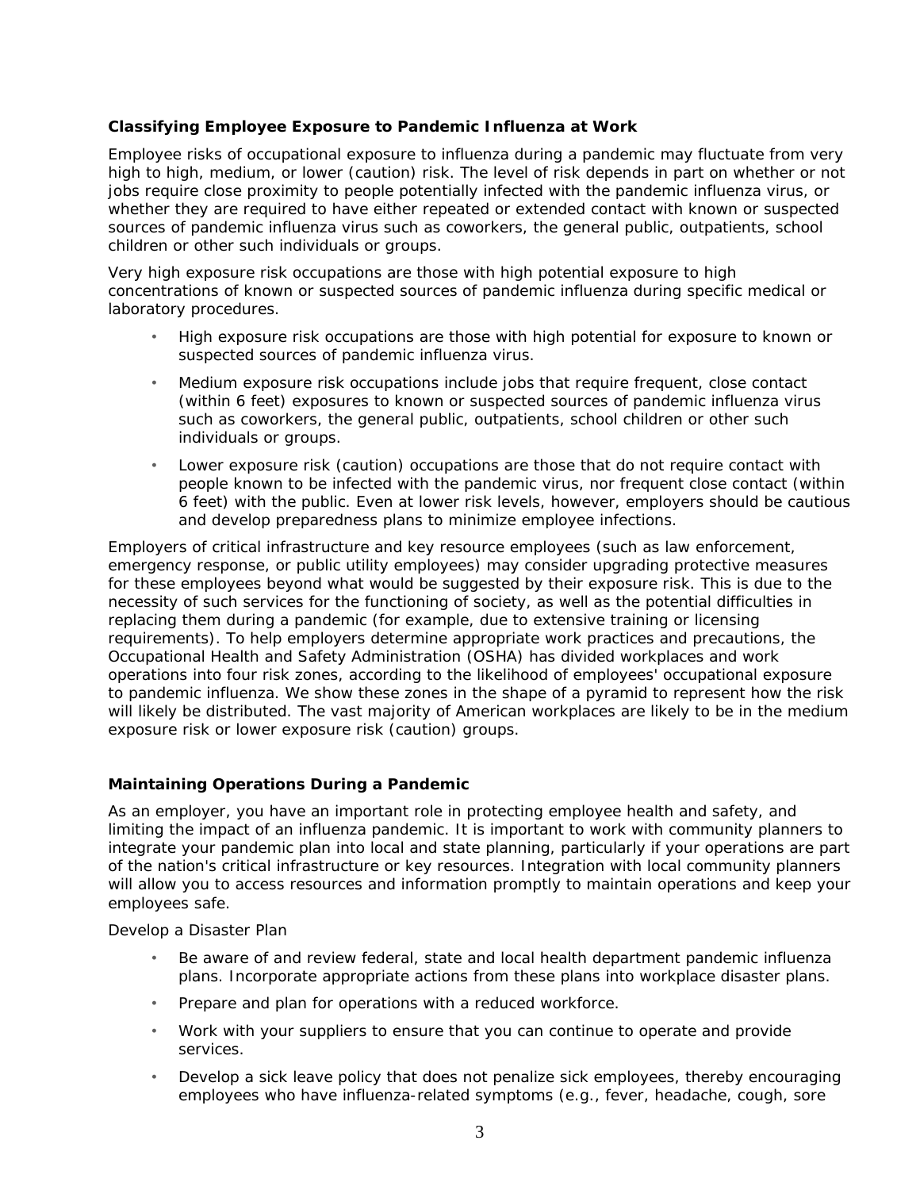### Classifying Employee Exposure to Pandemic Influenza at Work

Employee risks of occupational exposure to influenza during a pandemic may fluctuate from very high to high, medium, or lower (caution) risk. The level of risk depends in part on whether or not jobs require close proximity to people potentially infected with the pandemic influenza virus, or whether they are required to have either repeated or extended contact with known or suspected sources of pandemic influenza virus such as coworkers, the general public, outpatients, school children or other such individuals or groups.

Very high exposure risk occupations are those with high potential exposure to high concentrations of known or suspected sources of pandemic influenza during specific medical or laboratory procedures.

- High exposure risk occupations are those with high potential for exposure to known or suspected sources of pandemic influenza virus.
- Medium exposure risk occupations include jobs that require frequent, close contact (within 6 feet) exposures to known or suspected sources of pandemic influenza virus such as coworkers, the general public, outpatients, school children or other such individuals or groups.
- Lower exposure risk (caution) occupations are those that do not require contact with people known to be infected with the pandemic virus, nor frequent close contact (within 6 feet) with the public. Even at lower risk levels, however, employers should be cautious and develop preparedness plans to minimize employee infections.

Employers of critical infrastructure and key resource employees (such as law enforcement, emergency response, or public utility employees) may consider upgrading protective measures for these employees beyond what would be suggested by their exposure risk. This is due to the necessity of such services for the functioning of society, as well as the potential difficulties in replacing them during a pandemic (for example, due to extensive training or licensing requirements). To help employers determine appropriate work practices and precautions, the Occupational Health and Safety Administration (OSHA) has divided workplaces and work operations into four risk zones, according to the likelihood of employees' occupational exposure to pandemic influenza. We show these zones in the shape of a pyramid to represent how the risk will likely be distributed. The vast majority of American workplaces are likely to be in the medium exposure risk or lower exposure risk (caution) groups.

### Maintaining Operations During a Pandemic

As an employer, you have an important role in protecting employee health and safety, and limiting the impact of an influenza pandemic. It is important to work with community planners to integrate your pandemic plan into local and state planning, particularly if your operations are part of the nation's critical infrastructure or key resources. Integration with local community planners will allow you to access resources and information promptly to maintain operations and keep your employees safe.

Develop a Disaster Plan

- Be aware of and review federal, state and local health department pandemic influenza plans. Incorporate appropriate actions from these plans into workplace disaster plans.
- Prepare and plan for operations with a reduced workforce.
- Work with your suppliers to ensure that you can continue to operate and provide services.
- Develop a sick leave policy that does not penalize sick employees, thereby encouraging employees who have influenza-related symptoms (e.g., fever, headache, cough, sore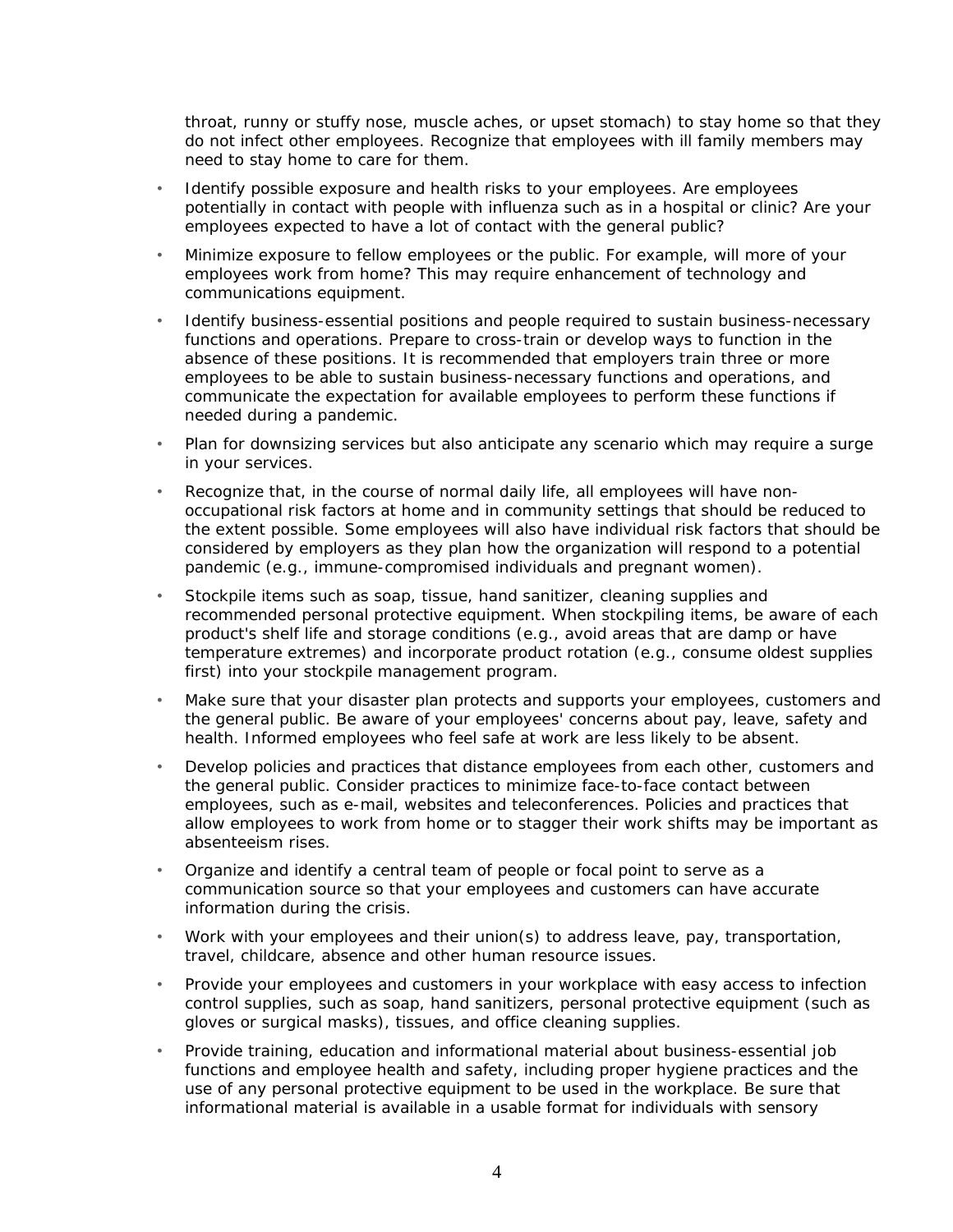throat, runny or stuffy nose, muscle aches, or upset stomach) to stay home so that they do not infect other employees. Recognize that employees with ill family members may need to stay home to care for them.

- Identify possible exposure and health risks to your employees. Are employees potentially in contact with people with influenza such as in a hospital or clinic? Are your employees expected to have a lot of contact with the general public?
- Minimize exposure to fellow employees or the public. For example, will more of your employees work from home? This may require enhancement of technology and communications equipment.
- Identify business-essential positions and people required to sustain business-necessary functions and operations. Prepare to cross-train or develop ways to function in the absence of these positions. It is recommended that employers train three or more employees to be able to sustain business-necessary functions and operations, and communicate the expectation for available employees to perform these functions if needed during a pandemic.
- Plan for downsizing services but also anticipate any scenario which may require a surge in your services.
- Recognize that, in the course of normal daily life, all employees will have non-occupational risk factors at home and in community settings that should be reduced to the extent possible. Some employees will also have individual risk factors that should be considered by employers as they plan how the organization will respond to a potential pandemic (e.g., immune-compromised individuals and pregnant women).
- Stockpile items such as soap, tissue, hand sanitizer, cleaning supplies and recommended personal protective equipment. When stockpiling items, be aware of each product's shelf life and storage conditions (e.g., avoid areas that are damp or have temperature extremes) and incorporate product rotation (e.g., consume oldest supplies first) into your stockpile management program.
- Make sure that your disaster plan protects and supports your employees, customers and the general public. Be aware of your employees' concerns about pay, leave, safety and health. Informed employees who feel safe at work are less likely to be absent.
- Develop policies and practices that distance employees from each other, customers and the general public. Consider practices to minimize face-to-face contact between employees, such as e-mail, websites and teleconferences. Policies and practices that allow employees to work from home or to stagger their work shifts may be important as absenteeism rises.
- Organize and identify a central team of people or focal point to serve as a communication source so that your employees and customers can have accurate information during the crisis.
- Work with your employees and their union(s) to address leave, pay, transportation, travel, childcare, absence and other human resource issues.
- Provide your employees and customers in your workplace with easy access to infection control supplies, such as soap, hand sanitizers, personal protective equipment (such as gloves or surgical masks), tissues, and office cleaning supplies.
- Provide training, education and informational material about business-essential job functions and employee health and safety, including proper hygiene practices and the use of any personal protective equipment to be used in the workplace. Be sure that informational material is available in a usable format for individuals with sensory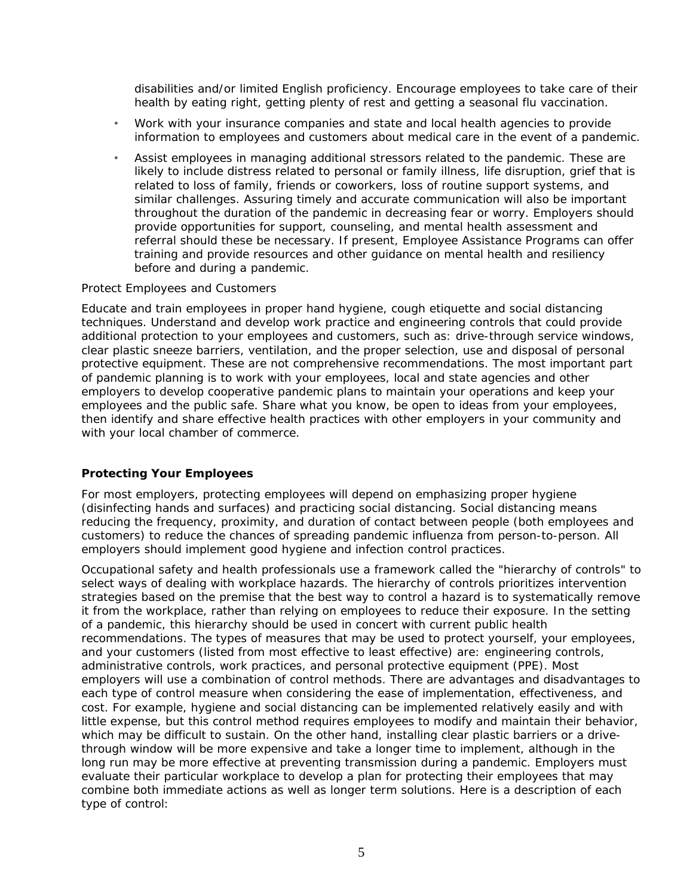disabilities and/or limited English proficiency. Encourage employees to take care of their health by eating right, getting plenty of rest and getting a seasonal flu vaccination.

- Work with your insurance companies and state and local health agencies to provide information to employees and customers about medical care in the event of a pandemic.
- Assist employees in managing additional stressors related to the pandemic. These are likely to include distress related to personal or family illness, life disruption, grief that is related to loss of family, friends or coworkers, loss of routine support systems, and similar challenges. Assuring timely and accurate communication will also be important throughout the duration of the pandemic in decreasing fear or worry. Employers should provide opportunities for support, counseling, and mental health assessment and referral should these be necessary. If present, Employee Assistance Programs can offer training and provide resources and other guidance on mental health and resiliency before and during a pandemic.

Protect Employees and Customers

Educate and train employees in proper hand hygiene, cough etiquette and social distancing techniques. Understand and develop work practice and engineering controls that could provide additional protection to your employees and customers, such as: drive-through service windows, clear plastic sneeze barriers, ventilation, and the proper selection, use and disposal of personal protective equipment. These are not comprehensive recommendations. The most important part of pandemic planning is to work with your employees, local and state agencies and other employers to develop cooperative pandemic plans to maintain your operations and keep your employees and the public safe. Share what you know, be open to ideas from your employees, then identify and share effective health practices with other employers in your community and with your local chamber of commerce.

**Protecting Your Employees**

For most employers, protecting employees will depend on emphasizing proper hygiene (disinfecting hands and surfaces) and practicing social distancing. Social distancing means reducing the frequency, proximity, and duration of contact between people (both employees and customers) to reduce the chances of spreading pandemic influenza from person-to-person. All employers should implement good hygiene and infection control practices.

Occupational safety and health professionals use a framework called the "hierarchy of controls" to select ways of dealing with workplace hazards. The hierarchy of controls prioritizes intervention strategies based on the premise that the best way to control a hazard is to systematically remove it from the workplace, rather than relying on employees to reduce their exposure. In the setting of a pandemic, this hierarchy should be used in concert with current public health recommendations. The types of measures that may be used to protect yourself, your employees, and your customers (listed from most effective to least effective) are: engineering controls, administrative controls, work practices, and personal protective equipment (PPE). Most employers will use a combination of control methods. There are advantages and disadvantages to each type of control measure when considering the ease of implementation, effectiveness, and cost. For example, hygiene and social distancing can be implemented relatively easily and with little expense, but this control method requires employees to modify and maintain their behavior, which may be difficult to sustain. On the other hand, installing clear plastic barriers or a drive-through window will be more expensive and take a longer time to implement, although in the long run may be more effective at preventing transmission during a pandemic. Employers must evaluate their particular workplace to develop a plan for protecting their employees that may combine both immediate actions as well as longer term solutions. Here is a description of each type of control: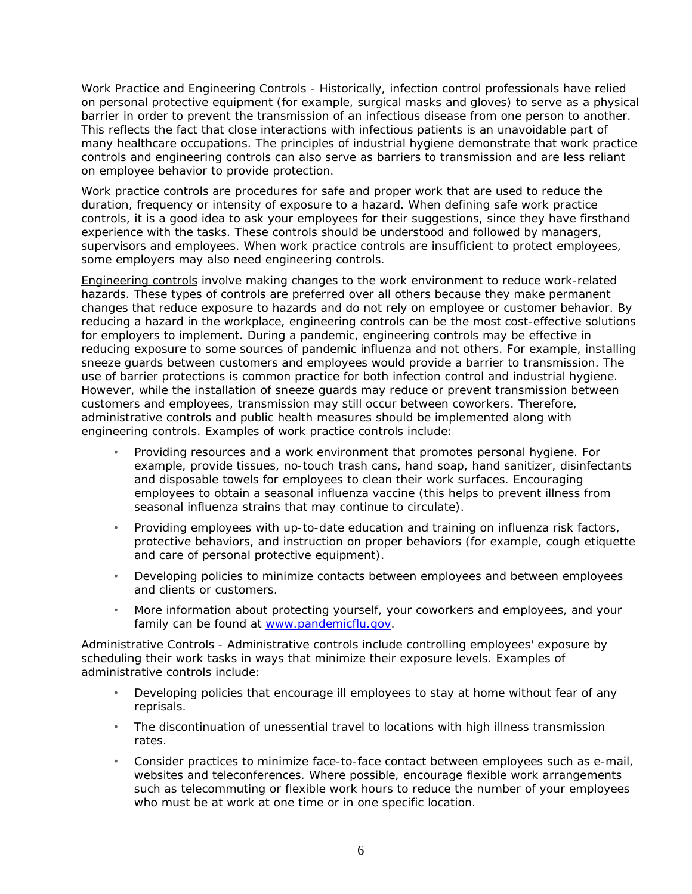Work Practice and Engineering Controls - Historically, infection control professionals have relied on personal protective equipment (for example, surgical masks and gloves) to serve as a physical barrier in order to prevent the transmission of an infectious disease from one person to another. This reflects the fact that close interactions with infectious patients is an unavoidable part of many healthcare occupations. The principles of industrial hygiene demonstrate that work practice controls and engineering controls can also serve as barriers to transmission and are less reliant on employee behavior to provide protection.

Work practice controls are procedures for safe and proper work that are used to reduce the duration, frequency or intensity of exposure to a hazard. When defining safe work practice controls, it is a good idea to ask your employees for their suggestions, since they have firsthand experience with the tasks. These controls should be understood and followed by managers, supervisors and employees. When work practice controls are insufficient to protect employees, some employers may also need engineering controls.

Engineering controls involve making changes to the work environment to reduce work-related hazards. These types of controls are preferred over all others because they make permanent changes that reduce exposure to hazards and do not rely on employee or customer behavior. By reducing a hazard in the workplace, engineering controls can be the most cost-effective solutions for employers to implement. During a pandemic, engineering controls may be effective in reducing exposure to some sources of pandemic influenza and not others. For example, installing sneeze guards between customers and employees would provide a barrier to transmission. The use of barrier protections is common practice for both infection control and industrial hygiene. However, while the installation of sneeze guards may reduce or prevent transmission between customers and employees, transmission may still occur between coworkers. Therefore, administrative controls and public health measures should be implemented along with engineering controls. Examples of work practice controls include:

- Providing resources and a work environment that promotes personal hygiene. For example, provide tissues, no-touch trash cans, hand soap, hand sanitizer, disinfectants and disposable towels for employees to clean their work surfaces. Encouraging employees to obtain a seasonal influenza vaccine (this helps to prevent illness from seasonal influenza strains that may continue to circulate).
- Providing employees with up-to-date education and training on influenza risk factors, protective behaviors, and instruction on proper behaviors (for example, cough etiquette and care of personal protective equipment).
- Developing policies to minimize contacts between employees and between employees and clients or customers.
- More information about protecting yourself, your coworkers and employees, and your family can be found at www.pandemicflu.gov.

Administrative Controls - Administrative controls include controlling employees' exposure by scheduling their work tasks in ways that minimize their exposure levels. Examples of administrative controls include:

- Developing policies that encourage ill employees to stay at home without fear of any reprisals.
- The discontinuation of unessential travel to locations with high illness transmission rates.
- Consider practices to minimize face-to-face contact between employees such as e-mail, websites and teleconferences. Where possible, encourage flexible work arrangements such as telecommuting or flexible work hours to reduce the number of your employees who must be at work at one time or in one specific location.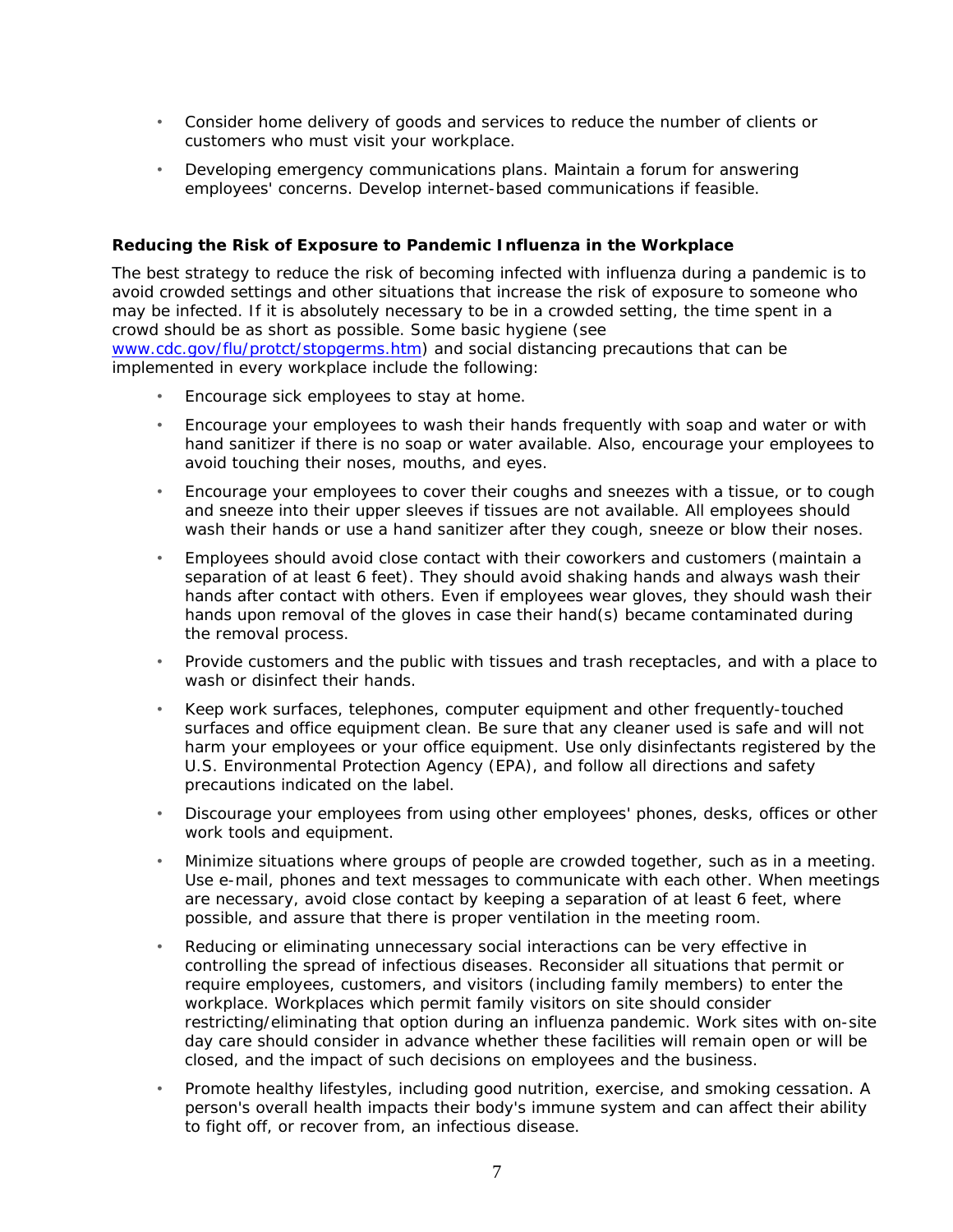- Consider home delivery of goods and services to reduce the number of clients or customers who must visit your workplace.
- Developing emergency communications plans. Maintain a forum for answering employees' concerns. Develop internet-based communications if feasible.

**Reducing the Risk of Exposure to Pandemic Influenza in the Workplace**

The best strategy to reduce the risk of becoming infected with influenza during a pandemic is to avoid crowded settings and other situations that increase the risk of exposure to someone who may be infected. If it is absolutely necessary to be in a crowded setting, the time spent in a crowd should be as short as possible. Some basic hygiene (see [www.cdc.gov/flu/protct/stopgerms.htm](www.cdc.gov/flu/protct/stopgerms.htm)) and social distancing precautions that can be implemented in every workplace include the following:

- Encourage sick employees to stay at home.
- Encourage your employees to wash their hands frequently with soap and water or with hand sanitizer if there is no soap or water available. Also, encourage your employees to avoid touching their noses, mouths, and eyes.
- Encourage your employees to cover their coughs and sneezes with a tissue, or to cough and sneeze into their upper sleeves if tissues are not available. All employees should wash their hands or use a hand sanitizer after they cough, sneeze or blow their noses.
- Employees should avoid close contact with their coworkers and customers (maintain a separation of at least 6 feet). They should avoid shaking hands and always wash their hands after contact with others. Even if employees wear gloves, they should wash their hands upon removal of the gloves in case their hand(s) became contaminated during the removal process.
- Provide customers and the public with tissues and trash receptacles, and with a place to wash or disinfect their hands.
- Keep work surfaces, telephones, computer equipment and other frequently-touched surfaces and office equipment clean. Be sure that any cleaner used is safe and will not harm your employees or your office equipment. Use only disinfectants registered by the U.S. Environmental Protection Agency (EPA), and follow all directions and safety precautions indicated on the label.
- Discourage your employees from using other employees' phones, desks, offices or other work tools and equipment.
- Minimize situations where groups of people are crowded together, such as in a meeting. Use e-mail, phones and text messages to communicate with each other. When meetings are necessary, avoid close contact by keeping a separation of at least 6 feet, where possible, and assure that there is proper ventilation in the meeting room.
- Reducing or eliminating unnecessary social interactions can be very effective in controlling the spread of infectious diseases. Reconsider all situations that permit or require employees, customers, and visitors (including family members) to enter the workplace. Workplaces which permit family visitors on site should consider restricting/eliminating that option during an influenza pandemic. Work sites with on-site day care should consider in advance whether these facilities will remain open or will be closed, and the impact of such decisions on employees and the business.
- Promote healthy lifestyles, including good nutrition, exercise, and smoking cessation. A person's overall health impacts their body's immune system and can affect their ability to fight off, or recover from, an infectious disease.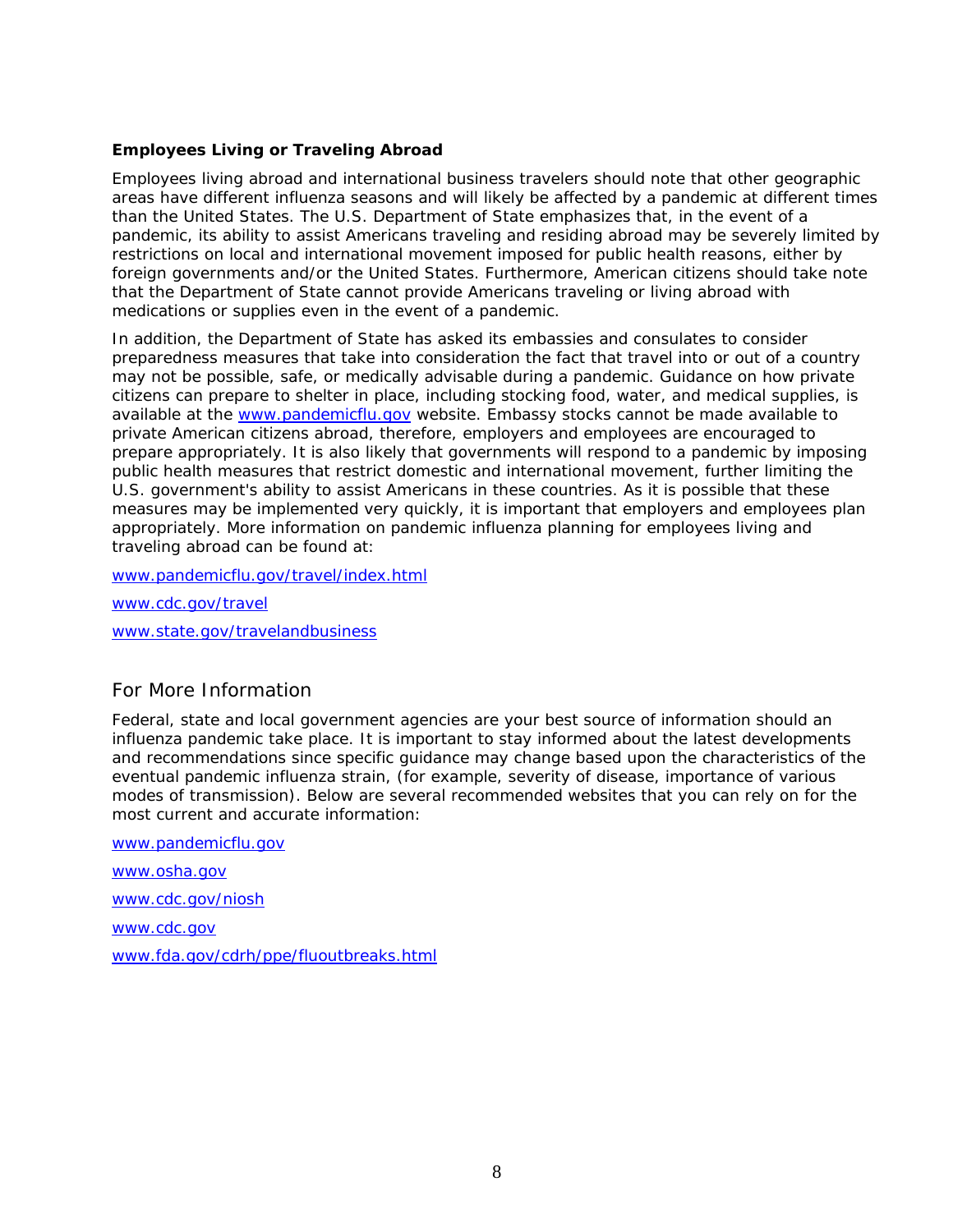**Employees Living or Traveling Abroad**

Employees living abroad and international business travelers should note that other geographic areas have different influenza seasons and will likely be affected by a pandemic at different times than the United States. The U.S. Department of State emphasizes that, in the event of a pandemic, its ability to assist Americans traveling and residing abroad may be severely limited by restrictions on local and international movement imposed for public health reasons, either by foreign governments and/or the United States. Furthermore, American citizens should take note that the Department of State cannot provide Americans traveling or living abroad with medications or supplies even in the event of a pandemic.

In addition, the Department of State has asked its embassies and consulates to consider preparedness measures that take into consideration the fact that travel into or out of a country may not be possible, safe, or medically advisable during a pandemic. Guidance on how private citizens can prepare to shelter in place, including stocking food, water, and medical supplies, is available at the www.pandemicflu.gov website. Embassy stocks cannot be made available to private American citizens abroad, therefore, employers and employees are encouraged to prepare appropriately. It is also likely that governments will respond to a pandemic by imposing public health measures that restrict domestic and international movement, further limiting the U.S. government's ability to assist Americans in these countries. As it is possible that these measures may be implemented very quickly, it is important that employers and employees plan appropriately. More information on pandemic influenza planning for employees living and traveling abroad can be found at:

www.pandemicflu.gov/travel/index.html

www.cdc.gov/travel

www.state.gov/travelandbusiness

## For More Information

Federal, state and local government agencies are your best source of information should an influenza pandemic take place. It is important to stay informed about the latest developments and recommendations since specific guidance may change based upon the characteristics of the eventual pandemic influenza strain, (for example, severity of disease, importance of various modes of transmission). Below are several recommended websites that you can rely on for the most current and accurate information:

www.pandemicflu.gov

www.osha.gov

www.cdc.gov/niosh

www.cdc.gov

www.fda.gov/cdrh/ppe/fluoutbreaks.html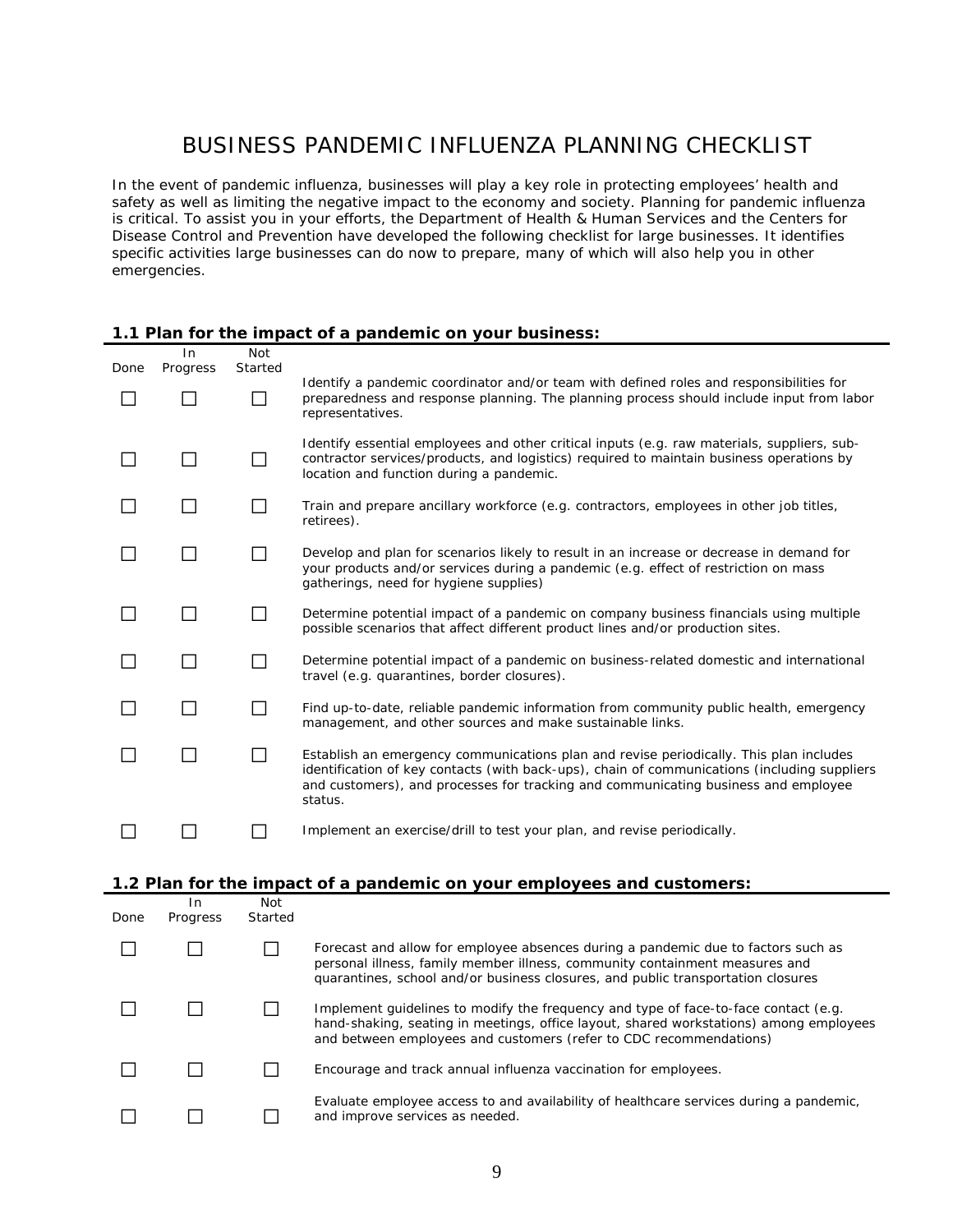# BUSINESS PANDEMIC INFLUENZA PLANNING CHECKLIST

In the event of pandemic influenza, businesses will play a key role in protecting employees' health and safety as well as limiting the negative impact to the economy and society. Planning for pandemic influenza is critical. To assist you in your efforts, the Department of Health & Human Services and the Centers for Disease Control and Prevention have developed the following checklist for large businesses. It identifies specific activities large businesses can do now to prepare, many of which will also help you in other emergencies.

### 1.1 Plan for the impact of a pandemic on your business:

| Done | In Progress | Not Started | |
|---|---|---|---|
| ☐ | ☐ | ☐ | Identify a pandemic coordinator and/or team with defined roles and responsibilities for preparedness and response planning. The planning process should include input from labor representatives. |
| ☐ | ☐ | ☐ | Identify essential employees and other critical inputs (e.g. raw materials, suppliers, sub-contractor services/products, and logistics) required to maintain business operations by location and function during a pandemic. |
| ☐ | ☐ | ☐ | Train and prepare ancillary workforce (e.g. contractors, employees in other job titles, retirees). |
| ☐ | ☐ | ☐ | Develop and plan for scenarios likely to result in an increase or decrease in demand for your products and/or services during a pandemic (e.g. effect of restriction on mass gatherings, need for hygiene supplies) |
| ☐ | ☐ | ☐ | Determine potential impact of a pandemic on company business financials using multiple possible scenarios that affect different product lines and/or production sites. |
| ☐ | ☐ | ☐ | Determine potential impact of a pandemic on business-related domestic and international travel (e.g. quarantines, border closures). |
| ☐ | ☐ | ☐ | Find up-to-date, reliable pandemic information from community public health, emergency management, and other sources and make sustainable links. |
| ☐ | ☐ | ☐ | Establish an emergency communications plan and revise periodically. This plan includes identification of key contacts (with back-ups), chain of communications (including suppliers and customers), and processes for tracking and communicating business and employee status. |
| ☐ | ☐ | ☐ | Implement an exercise/drill to test your plan, and revise periodically. |

### 1.2 Plan for the impact of a pandemic on your employees and customers:

| Done | In Progress | Not Started | |
|---|---|---|---|
| ☐ | ☐ | ☐ | Forecast and allow for employee absences during a pandemic due to factors such as personal illness, family member illness, community containment measures and quarantines, school and/or business closures, and public transportation closures |
| ☐ | ☐ | ☐ | Implement guidelines to modify the frequency and type of face-to-face contact (e.g. hand-shaking, seating in meetings, office layout, shared workstations) among employees and between employees and customers (refer to CDC recommendations) |
| ☐ | ☐ | ☐ | Encourage and track annual influenza vaccination for employees. |
| ☐ | ☐ | ☐ | Evaluate employee access to and availability of healthcare services during a pandemic, and improve services as needed. |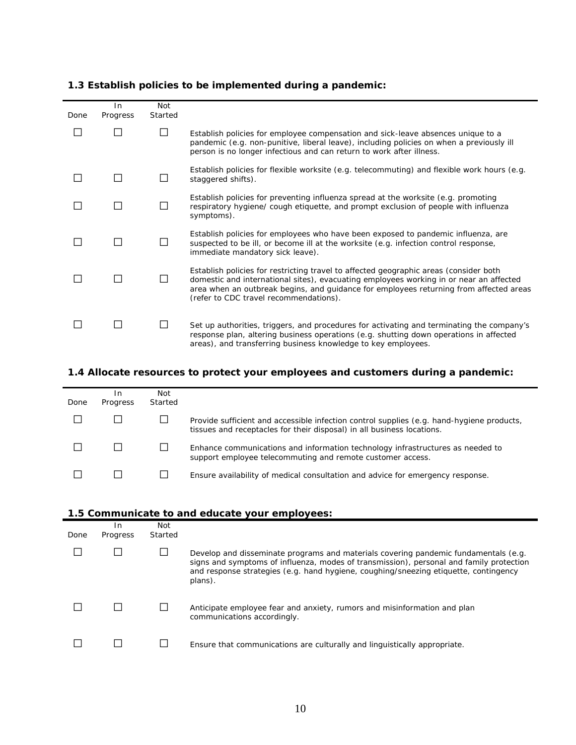### 1.3 Establish policies to be implemented during a pandemic:

| Done | In Progress | Not Started | |
|---|---|---|---|
| ☐ | ☐ | ☐ | Establish policies for employee compensation and sick-leave absences unique to a pandemic (e.g. non-punitive, liberal leave), including policies on when a previously ill person is no longer infectious and can return to work after illness. |
| ☐ | ☐ | ☐ | Establish policies for flexible worksite (e.g. telecommuting) and flexible work hours (e.g. staggered shifts). |
| ☐ | ☐ | ☐ | Establish policies for preventing influenza spread at the worksite (e.g. promoting respiratory hygiene/ cough etiquette, and prompt exclusion of people with influenza symptoms). |
| ☐ | ☐ | ☐ | Establish policies for employees who have been exposed to pandemic influenza, are suspected to be ill, or become ill at the worksite (e.g. infection control response, immediate mandatory sick leave). |
| ☐ | ☐ | ☐ | Establish policies for restricting travel to affected geographic areas (consider both domestic and international sites), evacuating employees working in or near an affected area when an outbreak begins, and guidance for employees returning from affected areas (refer to CDC travel recommendations). |
| ☐ | ☐ | ☐ | Set up authorities, triggers, and procedures for activating and terminating the company's response plan, altering business operations (e.g. shutting down operations in affected areas), and transferring business knowledge to key employees. |

### 1.4 Allocate resources to protect your employees and customers during a pandemic:

| Done | In Progress | Not Started | |
|---|---|---|---|
| ☐ | ☐ | ☐ | Provide sufficient and accessible infection control supplies (e.g. hand-hygiene products, tissues and receptacles for their disposal) in all business locations. |
| ☐ | ☐ | ☐ | Enhance communications and information technology infrastructures as needed to support employee telecommuting and remote customer access. |
| ☐ | ☐ | ☐ | Ensure availability of medical consultation and advice for emergency response. |

### 1.5 Communicate to and educate your employees:

| Done | In Progress | Not Started | |
|---|---|---|---|
| ☐ | ☐ | ☐ | Develop and disseminate programs and materials covering pandemic fundamentals (e.g. signs and symptoms of influenza, modes of transmission), personal and family protection and response strategies (e.g. hand hygiene, coughing/sneezing etiquette, contingency plans). |
| ☐ | ☐ | ☐ | Anticipate employee fear and anxiety, rumors and misinformation and plan communications accordingly. |
| ☐ | ☐ | ☐ | Ensure that communications are culturally and linguistically appropriate. |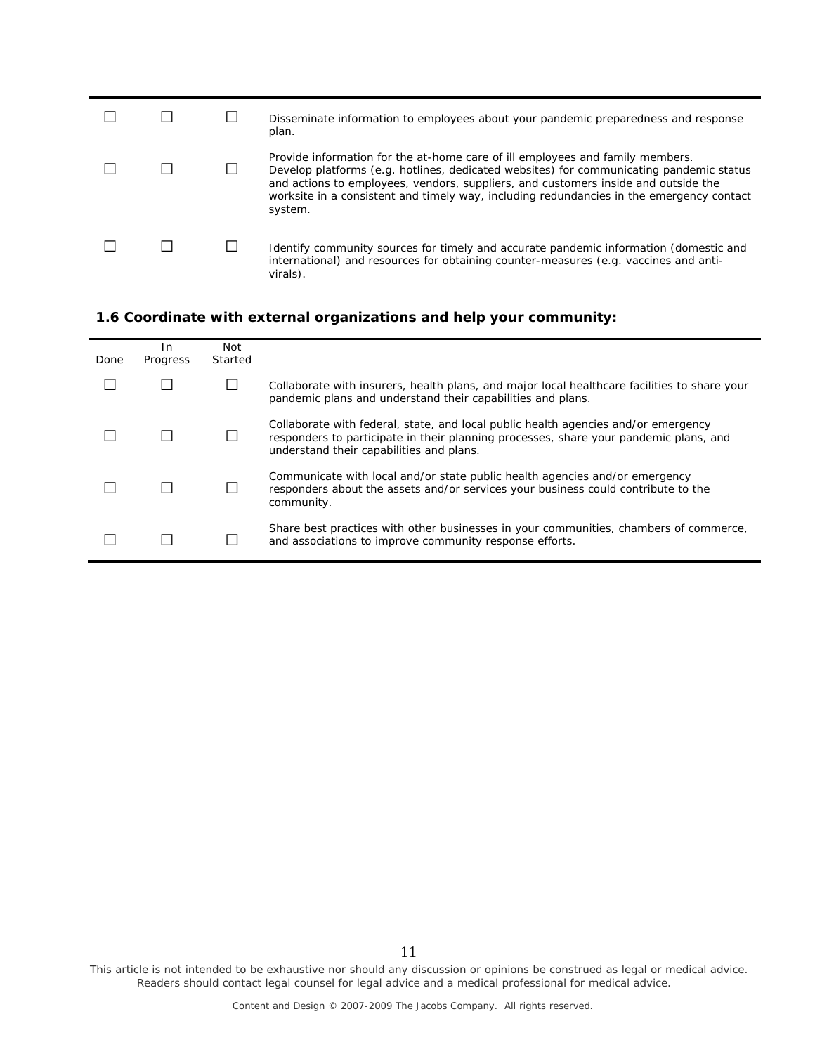| | | | |
|---|---|---|---|
| ☐ | ☐ | ☐ | Disseminate information to employees about your pandemic preparedness and response plan. |
| ☐ | ☐ | ☐ | Provide information for the at-home care of ill employees and family members. Develop platforms (e.g. hotlines, dedicated websites) for communicating pandemic status and actions to employees, vendors, suppliers, and customers inside and outside the worksite in a consistent and timely way, including redundancies in the emergency contact system. |
| ☐ | ☐ | ☐ | Identify community sources for timely and accurate pandemic information (domestic and international) and resources for obtaining counter-measures (e.g. vaccines and anti-virals). |

### 1.6 Coordinate with external organizations and help your community:

| Done | In Progress | Not Started | |
|---|---|---|---|
| ☐ | ☐ | ☐ | Collaborate with insurers, health plans, and major local healthcare facilities to share your pandemic plans and understand their capabilities and plans. |
| ☐ | ☐ | ☐ | Collaborate with federal, state, and local public health agencies and/or emergency responders to participate in their planning processes, share your pandemic plans, and understand their capabilities and plans. |
| ☐ | ☐ | ☐ | Communicate with local and/or state public health agencies and/or emergency responders about the assets and/or services your business could contribute to the community. |
| ☐ | ☐ | ☐ | Share best practices with other businesses in your communities, chambers of commerce, and associations to improve community response efforts. |

This article is not intended to be exhaustive nor should any discussion or opinions be construed as legal or medical advice. Readers should contact legal counsel for legal advice and a medical professional for medical advice.

Content and Design © 2007-2009 The Jacobs Company. All rights reserved.